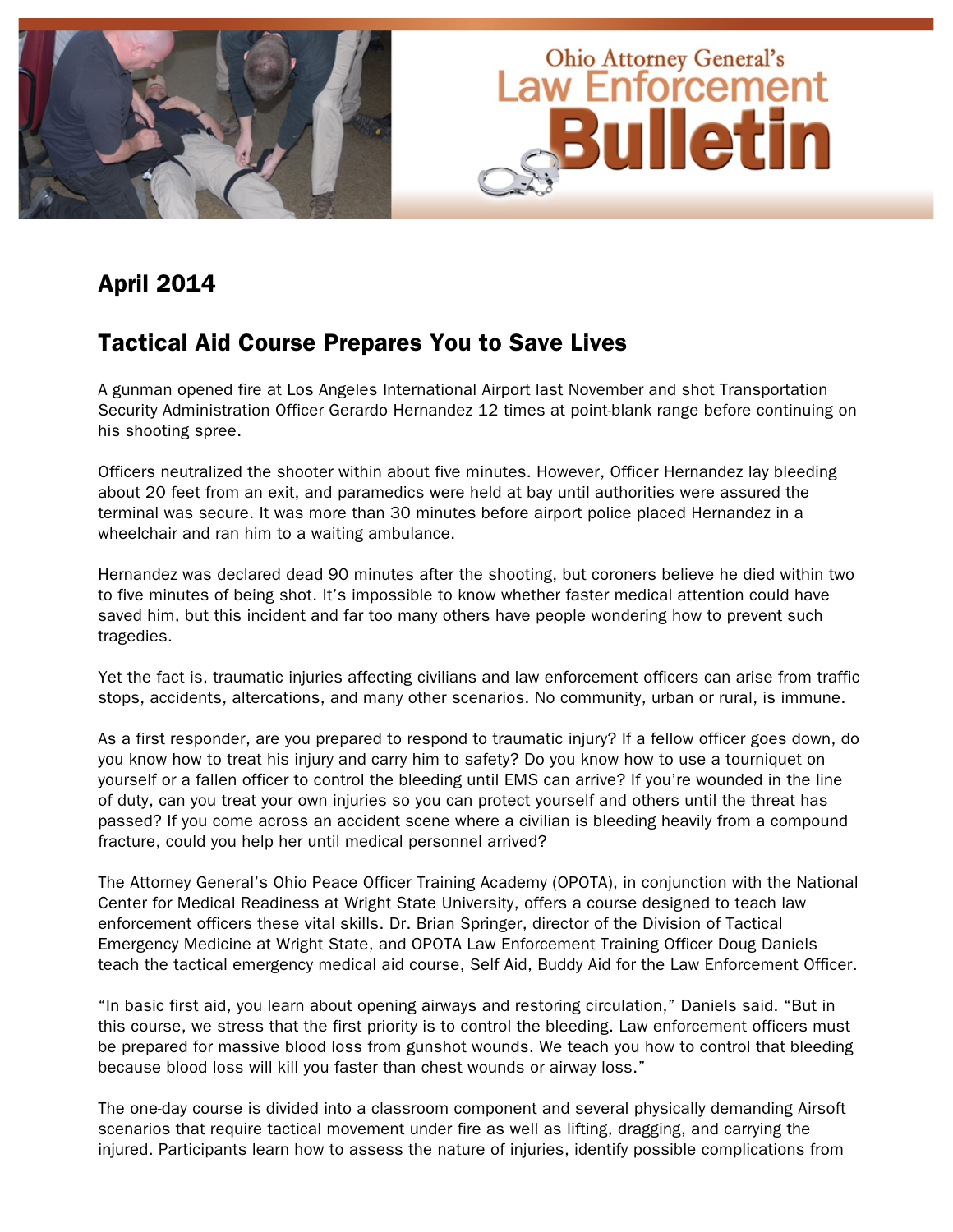# Ohio Attorney General's Law Enforcement Bulletin

## April 2014

## Tactical Aid Course Prepares You to Save Lives

A gunman opened fire at Los Angeles International Airport last November and shot Transportation Security Administration Officer Gerardo Hernandez 12 times at point-blank range before continuing on his shooting spree.

Officers neutralized the shooter within about five minutes. However, Officer Hernandez lay bleeding about 20 feet from an exit, and paramedics were held at bay until authorities were assured the terminal was secure. It was more than 30 minutes before airport police placed Hernandez in a wheelchair and ran him to a waiting ambulance.

Hernandez was declared dead 90 minutes after the shooting, but coroners believe he died within two to five minutes of being shot. It's impossible to know whether faster medical attention could have saved him, but this incident and far too many others have people wondering how to prevent such tragedies.

Yet the fact is, traumatic injuries affecting civilians and law enforcement officers can arise from traffic stops, accidents, altercations, and many other scenarios. No community, urban or rural, is immune.

As a first responder, are you prepared to respond to traumatic injury? If a fellow officer goes down, do you know how to treat his injury and carry him to safety? Do you know how to use a tourniquet on yourself or a fallen officer to control the bleeding until EMS can arrive? If you're wounded in the line of duty, can you treat your own injuries so you can protect yourself and others until the threat has passed? If you come across an accident scene where a civilian is bleeding heavily from a compound fracture, could you help her until medical personnel arrived?

The Attorney General's Ohio Peace Officer Training Academy (OPOTA), in conjunction with the National Center for Medical Readiness at Wright State University, offers a course designed to teach law enforcement officers these vital skills. Dr. Brian Springer, director of the Division of Tactical Emergency Medicine at Wright State, and OPOTA Law Enforcement Training Officer Doug Daniels teach the tactical emergency medical aid course, Self Aid, Buddy Aid for the Law Enforcement Officer.

"In basic first aid, you learn about opening airways and restoring circulation," Daniels said. "But in this course, we stress that the first priority is to control the bleeding. Law enforcement officers must be prepared for massive blood loss from gunshot wounds. We teach you how to control that bleeding because blood loss will kill you faster than chest wounds or airway loss."

The one-day course is divided into a classroom component and several physically demanding Airsoft scenarios that require tactical movement under fire as well as lifting, dragging, and carrying the injured. Participants learn how to assess the nature of injuries, identify possible complications from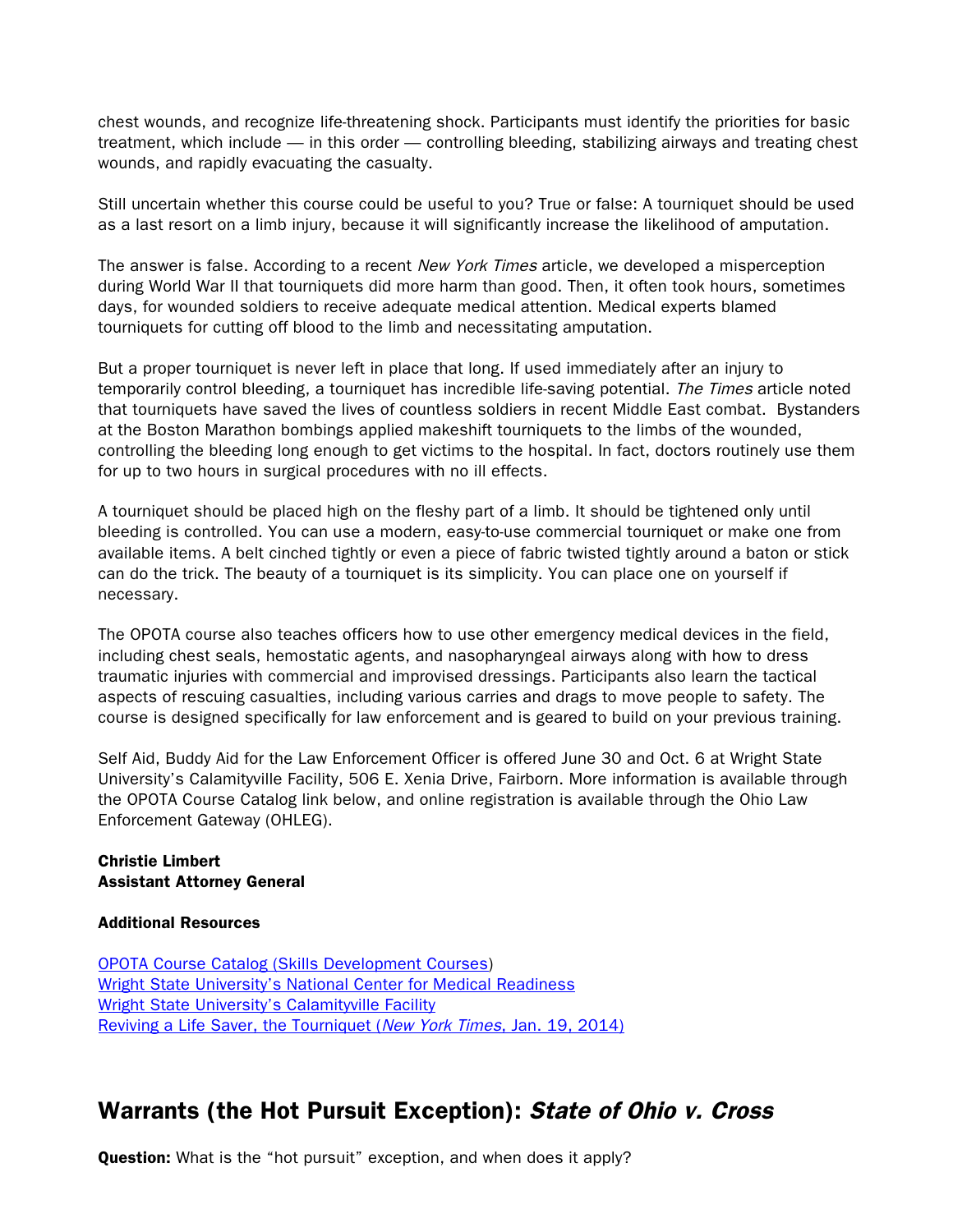chest wounds, and recognize life-threatening shock. Participants must identify the priorities for basic treatment, which include — in this order — controlling bleeding, stabilizing airways and treating chest wounds, and rapidly evacuating the casualty.

Still uncertain whether this course could be useful to you? True or false: A tourniquet should be used as a last resort on a limb injury, because it will significantly increase the likelihood of amputation.

The answer is false. According to a recent *New York Times* article, we developed a misperception during World War II that tourniquets did more harm than good. Then, it often took hours, sometimes days, for wounded soldiers to receive adequate medical attention. Medical experts blamed tourniquets for cutting off blood to the limb and necessitating amputation.

But a proper tourniquet is never left in place that long. If used immediately after an injury to temporarily control bleeding, a tourniquet has incredible life-saving potential. *The Times* article noted that tourniquets have saved the lives of countless soldiers in recent Middle East combat. Bystanders at the Boston Marathon bombings applied makeshift tourniquets to the limbs of the wounded, controlling the bleeding long enough to get victims to the hospital. In fact, doctors routinely use them for up to two hours in surgical procedures with no ill effects.

A tourniquet should be placed high on the fleshy part of a limb. It should be tightened only until bleeding is controlled. You can use a modern, easy-to-use commercial tourniquet or make one from available items. A belt cinched tightly or even a piece of fabric twisted tightly around a baton or stick can do the trick. The beauty of a tourniquet is its simplicity. You can place one on yourself if necessary.

The OPOTA course also teaches officers how to use other emergency medical devices in the field, including chest seals, hemostatic agents, and nasopharyngeal airways along with how to dress traumatic injuries with commercial and improvised dressings. Participants also learn the tactical aspects of rescuing casualties, including various carries and drags to move people to safety. The course is designed specifically for law enforcement and is geared to build on your previous training.

Self Aid, Buddy Aid for the Law Enforcement Officer is offered June 30 and Oct. 6 at Wright State University's Calamityville Facility, 506 E. Xenia Drive, Fairborn. More information is available through the OPOTA Course Catalog link below, and online registration is available through the Ohio Law Enforcement Gateway (OHLEG).

**Christie Limbert**
**Assistant Attorney General**

**Additional Resources**

OPOTA Course Catalog (Skills Development Courses)
Wright State University's National Center for Medical Readiness
Wright State University's Calamityville Facility
Reviving a Life Saver, the Tourniquet (*New York Times*, Jan. 19, 2014)

## Warrants (the Hot Pursuit Exception): *State of Ohio v. Cross*

**Question:** What is the "hot pursuit" exception, and when does it apply?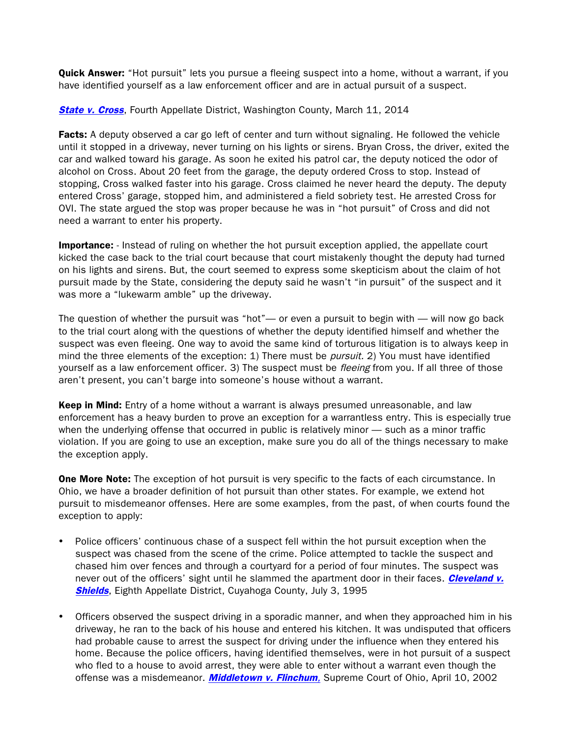**Quick Answer:** "Hot pursuit" lets you pursue a fleeing suspect into a home, without a warrant, if you have identified yourself as a law enforcement officer and are in actual pursuit of a suspect.

***State v. Cross***, Fourth Appellate District, Washington County, March 11, 2014

**Facts:** A deputy observed a car go left of center and turn without signaling. He followed the vehicle until it stopped in a driveway, never turning on his lights or sirens. Bryan Cross, the driver, exited the car and walked toward his garage. As soon he exited his patrol car, the deputy noticed the odor of alcohol on Cross. About 20 feet from the garage, the deputy ordered Cross to stop. Instead of stopping, Cross walked faster into his garage. Cross claimed he never heard the deputy. The deputy entered Cross' garage, stopped him, and administered a field sobriety test. He arrested Cross for OVI. The state argued the stop was proper because he was in "hot pursuit" of Cross and did not need a warrant to enter his property.

**Importance:** - Instead of ruling on whether the hot pursuit exception applied, the appellate court kicked the case back to the trial court because that court mistakenly thought the deputy had turned on his lights and sirens. But, the court seemed to express some skepticism about the claim of hot pursuit made by the State, considering the deputy said he wasn't "in pursuit" of the suspect and it was more a "lukewarm amble" up the driveway.

The question of whether the pursuit was "hot"— or even a pursuit to begin with — will now go back to the trial court along with the questions of whether the deputy identified himself and whether the suspect was even fleeing. One way to avoid the same kind of torturous litigation is to always keep in mind the three elements of the exception: 1) There must be *pursuit.* 2) You must have identified yourself as a law enforcement officer. 3) The suspect must be *fleeing* from you. If all three of those aren't present, you can't barge into someone's house without a warrant.

**Keep in Mind:** Entry of a home without a warrant is always presumed unreasonable, and law enforcement has a heavy burden to prove an exception for a warrantless entry. This is especially true when the underlying offense that occurred in public is relatively minor — such as a minor traffic violation. If you are going to use an exception, make sure you do all of the things necessary to make the exception apply.

**One More Note:** The exception of hot pursuit is very specific to the facts of each circumstance. In Ohio, we have a broader definition of hot pursuit than other states. For example, we extend hot pursuit to misdemeanor offenses. Here are some examples, from the past, of when courts found the exception to apply:

- Police officers' continuous chase of a suspect fell within the hot pursuit exception when the suspect was chased from the scene of the crime. Police attempted to tackle the suspect and chased him over fences and through a courtyard for a period of four minutes. The suspect was never out of the officers' sight until he slammed the apartment door in their faces. ***Cleveland v. Shields***, Eighth Appellate District, Cuyahoga County, July 3, 1995

- Officers observed the suspect driving in a sporadic manner, and when they approached him in his driveway, he ran to the back of his house and entered his kitchen. It was undisputed that officers had probable cause to arrest the suspect for driving under the influence when they entered his home. Because the police officers, having identified themselves, were in hot pursuit of a suspect who fled to a house to avoid arrest, they were able to enter without a warrant even though the offense was a misdemeanor. ***Middletown v. Flinchum,*** Supreme Court of Ohio, April 10, 2002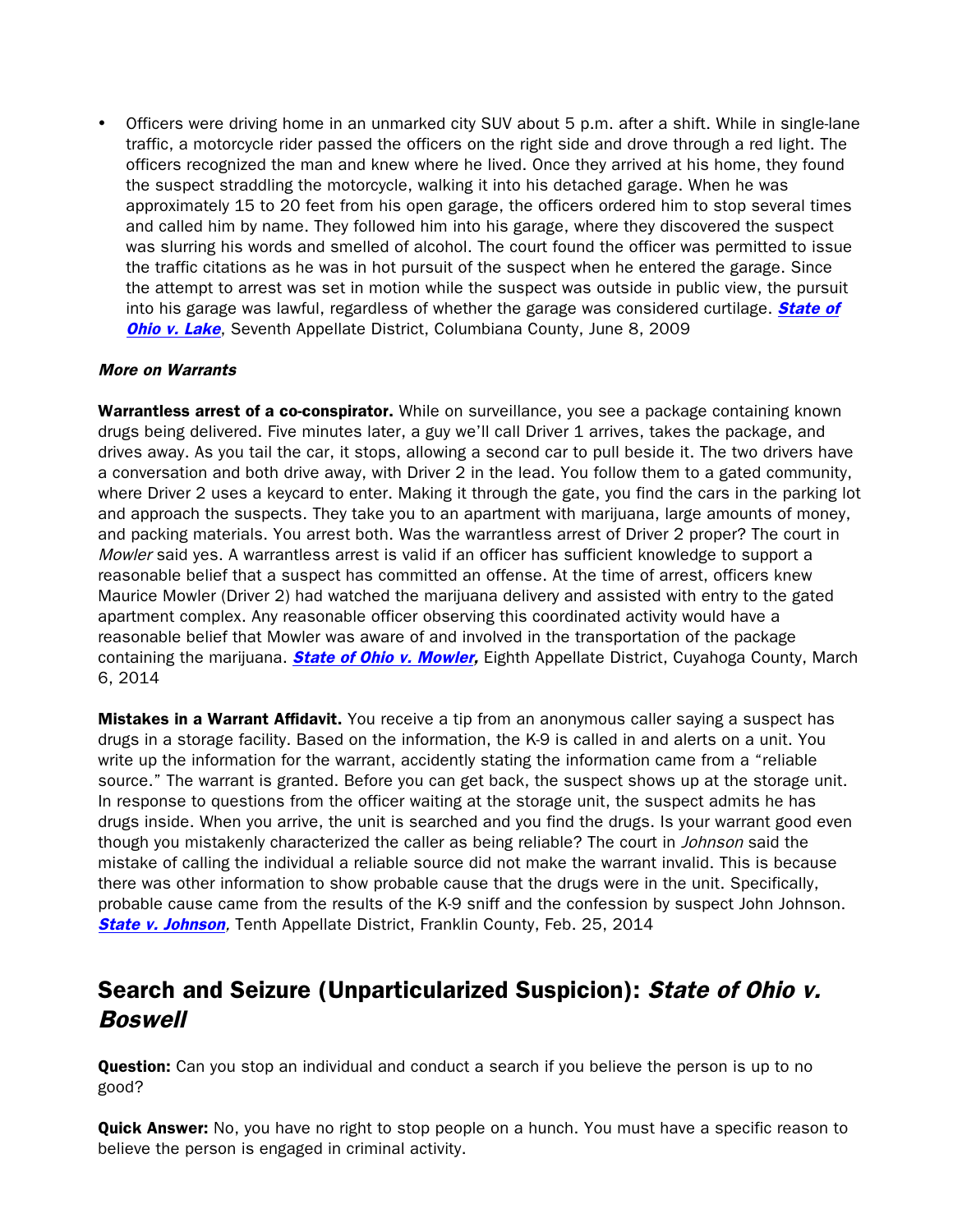- Officers were driving home in an unmarked city SUV about 5 p.m. after a shift. While in single-lane traffic, a motorcycle rider passed the officers on the right side and drove through a red light. The officers recognized the man and knew where he lived. Once they arrived at his home, they found the suspect straddling the motorcycle, walking it into his detached garage. When he was approximately 15 to 20 feet from his open garage, the officers ordered him to stop several times and called him by name. They followed him into his garage, where they discovered the suspect was slurring his words and smelled of alcohol. The court found the officer was permitted to issue the traffic citations as he was in hot pursuit of the suspect when he entered the garage. Since the attempt to arrest was set in motion while the suspect was outside in public view, the pursuit into his garage was lawful, regardless of whether the garage was considered curtilage. ***State of Ohio v. Lake***, Seventh Appellate District, Columbiana County, June 8, 2009

***More on Warrants***

**Warrantless arrest of a co-conspirator.** While on surveillance, you see a package containing known drugs being delivered. Five minutes later, a guy we'll call Driver 1 arrives, takes the package, and drives away. As you tail the car, it stops, allowing a second car to pull beside it. The two drivers have a conversation and both drive away, with Driver 2 in the lead. You follow them to a gated community, where Driver 2 uses a keycard to enter. Making it through the gate, you find the cars in the parking lot and approach the suspects. They take you to an apartment with marijuana, large amounts of money, and packing materials. You arrest both. Was the warrantless arrest of Driver 2 proper? The court in *Mowler* said yes. A warrantless arrest is valid if an officer has sufficient knowledge to support a reasonable belief that a suspect has committed an offense. At the time of arrest, officers knew Maurice Mowler (Driver 2) had watched the marijuana delivery and assisted with entry to the gated apartment complex. Any reasonable officer observing this coordinated activity would have a reasonable belief that Mowler was aware of and involved in the transportation of the package containing the marijuana. ***State of Ohio v. Mowler,*** Eighth Appellate District, Cuyahoga County, March 6, 2014

**Mistakes in a Warrant Affidavit.** You receive a tip from an anonymous caller saying a suspect has drugs in a storage facility. Based on the information, the K-9 is called in and alerts on a unit. You write up the information for the warrant, accidently stating the information came from a "reliable source." The warrant is granted. Before you can get back, the suspect shows up at the storage unit. In response to questions from the officer waiting at the storage unit, the suspect admits he has drugs inside. When you arrive, the unit is searched and you find the drugs. Is your warrant good even though you mistakenly characterized the caller as being reliable? The court in *Johnson* said the mistake of calling the individual a reliable source did not make the warrant invalid. This is because there was other information to show probable cause that the drugs were in the unit. Specifically, probable cause came from the results of the K-9 sniff and the confession by suspect John Johnson. ***State v. Johnson****,* Tenth Appellate District, Franklin County, Feb. 25, 2014

## Search and Seizure (Unparticularized Suspicion): *State of Ohio v. Boswell*

**Question:** Can you stop an individual and conduct a search if you believe the person is up to no good?

**Quick Answer:** No, you have no right to stop people on a hunch. You must have a specific reason to believe the person is engaged in criminal activity.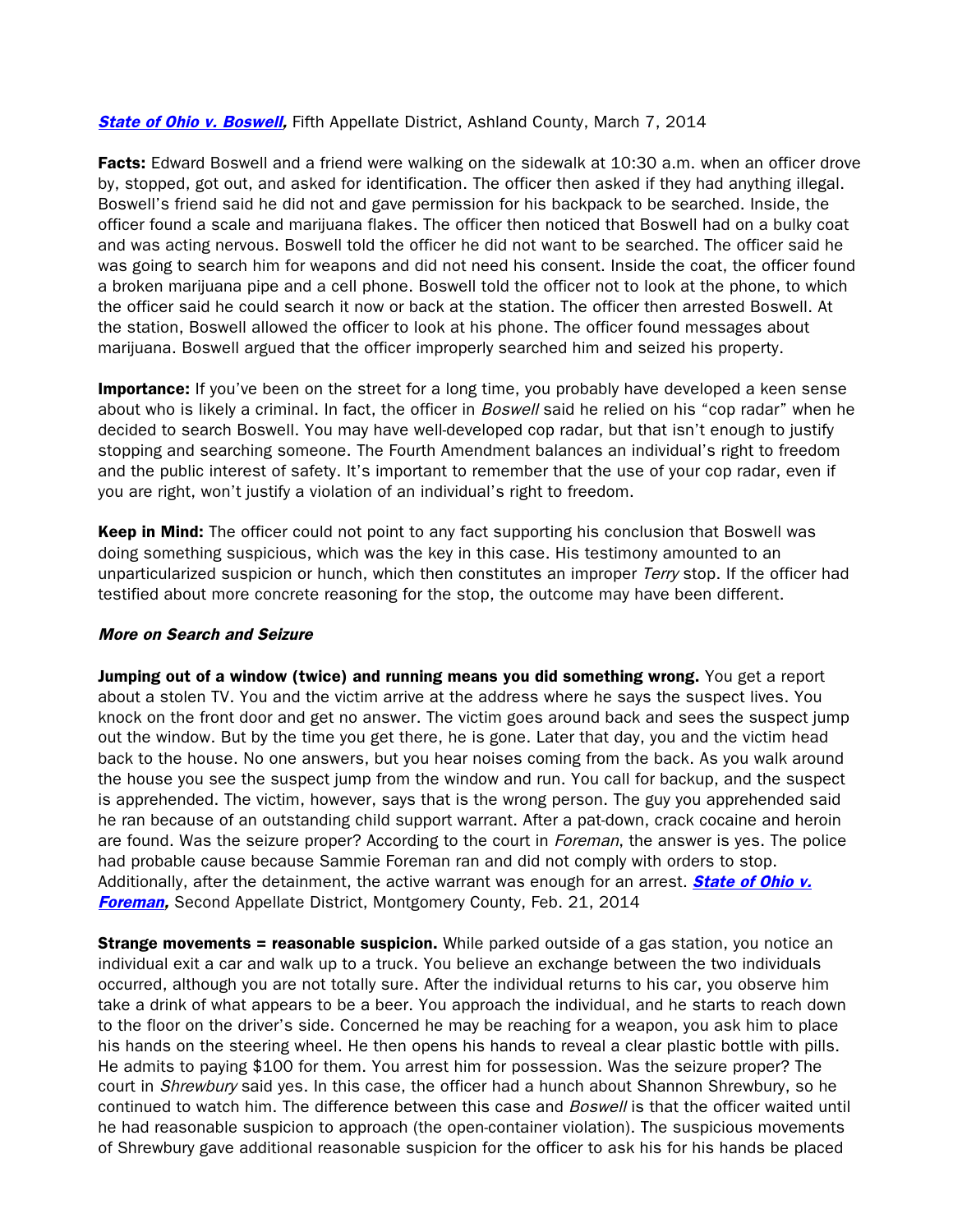***State of Ohio v. Boswell*****,** Fifth Appellate District, Ashland County, March 7, 2014

**Facts:** Edward Boswell and a friend were walking on the sidewalk at 10:30 a.m. when an officer drove by, stopped, got out, and asked for identification. The officer then asked if they had anything illegal. Boswell's friend said he did not and gave permission for his backpack to be searched. Inside, the officer found a scale and marijuana flakes. The officer then noticed that Boswell had on a bulky coat and was acting nervous. Boswell told the officer he did not want to be searched. The officer said he was going to search him for weapons and did not need his consent. Inside the coat, the officer found a broken marijuana pipe and a cell phone. Boswell told the officer not to look at the phone, to which the officer said he could search it now or back at the station. The officer then arrested Boswell. At the station, Boswell allowed the officer to look at his phone. The officer found messages about marijuana. Boswell argued that the officer improperly searched him and seized his property.

**Importance:** If you've been on the street for a long time, you probably have developed a keen sense about who is likely a criminal. In fact, the officer in *Boswell* said he relied on his "cop radar" when he decided to search Boswell. You may have well-developed cop radar, but that isn't enough to justify stopping and searching someone. The Fourth Amendment balances an individual's right to freedom and the public interest of safety. It's important to remember that the use of your cop radar, even if you are right, won't justify a violation of an individual's right to freedom.

**Keep in Mind:** The officer could not point to any fact supporting his conclusion that Boswell was doing something suspicious, which was the key in this case. His testimony amounted to an unparticularized suspicion or hunch, which then constitutes an improper *Terry* stop. If the officer had testified about more concrete reasoning for the stop, the outcome may have been different.

***More on Search and Seizure***

**Jumping out of a window (twice) and running means you did something wrong.** You get a report about a stolen TV. You and the victim arrive at the address where he says the suspect lives. You knock on the front door and get no answer. The victim goes around back and sees the suspect jump out the window. But by the time you get there, he is gone. Later that day, you and the victim head back to the house. No one answers, but you hear noises coming from the back. As you walk around the house you see the suspect jump from the window and run. You call for backup, and the suspect is apprehended. The victim, however, says that is the wrong person. The guy you apprehended said he ran because of an outstanding child support warrant. After a pat-down, crack cocaine and heroin are found. Was the seizure proper? According to the court in *Foreman*, the answer is yes. The police had probable cause because Sammie Foreman ran and did not comply with orders to stop. Additionally, after the detainment, the active warrant was enough for an arrest. ***State of Ohio v. Foreman*****,** Second Appellate District, Montgomery County, Feb. 21, 2014

**Strange movements = reasonable suspicion.** While parked outside of a gas station, you notice an individual exit a car and walk up to a truck. You believe an exchange between the two individuals occurred, although you are not totally sure. After the individual returns to his car, you observe him take a drink of what appears to be a beer. You approach the individual, and he starts to reach down to the floor on the driver's side. Concerned he may be reaching for a weapon, you ask him to place his hands on the steering wheel. He then opens his hands to reveal a clear plastic bottle with pills. He admits to paying $100 for them. You arrest him for possession. Was the seizure proper? The court in *Shrewbury* said yes. In this case, the officer had a hunch about Shannon Shrewbury, so he continued to watch him. The difference between this case and *Boswell* is that the officer waited until he had reasonable suspicion to approach (the open-container violation). The suspicious movements of Shrewbury gave additional reasonable suspicion for the officer to ask his for his hands be placed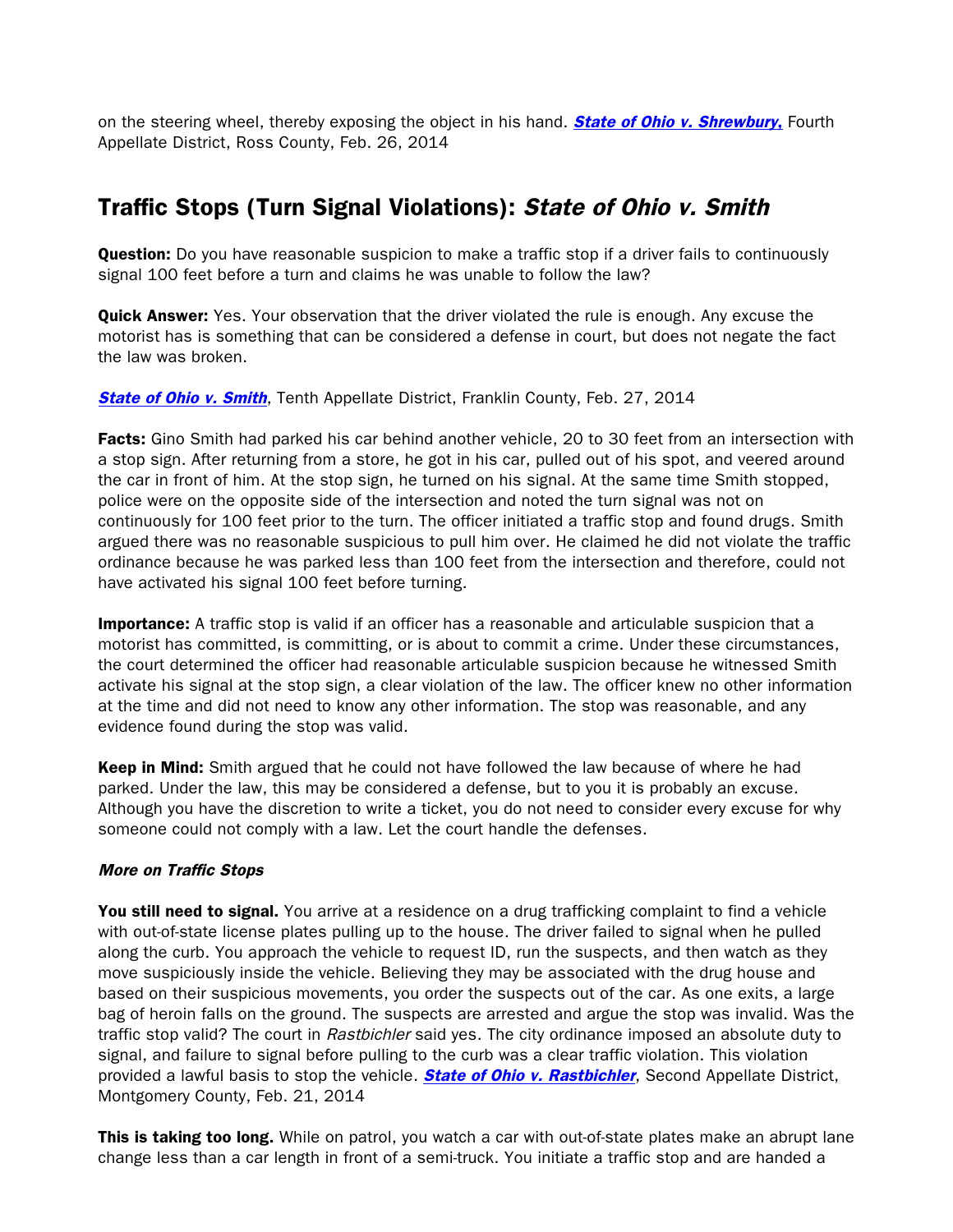on the steering wheel, thereby exposing the object in his hand. ***State of Ohio v. Shrewbury,*** Fourth Appellate District, Ross County, Feb. 26, 2014

## Traffic Stops (Turn Signal Violations): *State of Ohio v. Smith*

**Question:** Do you have reasonable suspicion to make a traffic stop if a driver fails to continuously signal 100 feet before a turn and claims he was unable to follow the law?

**Quick Answer:** Yes. Your observation that the driver violated the rule is enough. Any excuse the motorist has is something that can be considered a defense in court, but does not negate the fact the law was broken.

***State of Ohio v. Smith***, Tenth Appellate District, Franklin County, Feb. 27, 2014

**Facts:** Gino Smith had parked his car behind another vehicle, 20 to 30 feet from an intersection with a stop sign. After returning from a store, he got in his car, pulled out of his spot, and veered around the car in front of him. At the stop sign, he turned on his signal. At the same time Smith stopped, police were on the opposite side of the intersection and noted the turn signal was not on continuously for 100 feet prior to the turn. The officer initiated a traffic stop and found drugs. Smith argued there was no reasonable suspicious to pull him over. He claimed he did not violate the traffic ordinance because he was parked less than 100 feet from the intersection and therefore, could not have activated his signal 100 feet before turning.

**Importance:** A traffic stop is valid if an officer has a reasonable and articulable suspicion that a motorist has committed, is committing, or is about to commit a crime. Under these circumstances, the court determined the officer had reasonable articulable suspicion because he witnessed Smith activate his signal at the stop sign, a clear violation of the law. The officer knew no other information at the time and did not need to know any other information. The stop was reasonable, and any evidence found during the stop was valid.

**Keep in Mind:** Smith argued that he could not have followed the law because of where he had parked. Under the law, this may be considered a defense, but to you it is probably an excuse. Although you have the discretion to write a ticket, you do not need to consider every excuse for why someone could not comply with a law. Let the court handle the defenses.

### *More on Traffic Stops*

**You still need to signal.** You arrive at a residence on a drug trafficking complaint to find a vehicle with out-of-state license plates pulling up to the house. The driver failed to signal when he pulled along the curb. You approach the vehicle to request ID, run the suspects, and then watch as they move suspiciously inside the vehicle. Believing they may be associated with the drug house and based on their suspicious movements, you order the suspects out of the car. As one exits, a large bag of heroin falls on the ground. The suspects are arrested and argue the stop was invalid. Was the traffic stop valid? The court in *Rastbichler* said yes. The city ordinance imposed an absolute duty to signal, and failure to signal before pulling to the curb was a clear traffic violation. This violation provided a lawful basis to stop the vehicle. ***State of Ohio v. Rastbichler***, Second Appellate District, Montgomery County, Feb. 21, 2014

**This is taking too long.** While on patrol, you watch a car with out-of-state plates make an abrupt lane change less than a car length in front of a semi-truck. You initiate a traffic stop and are handed a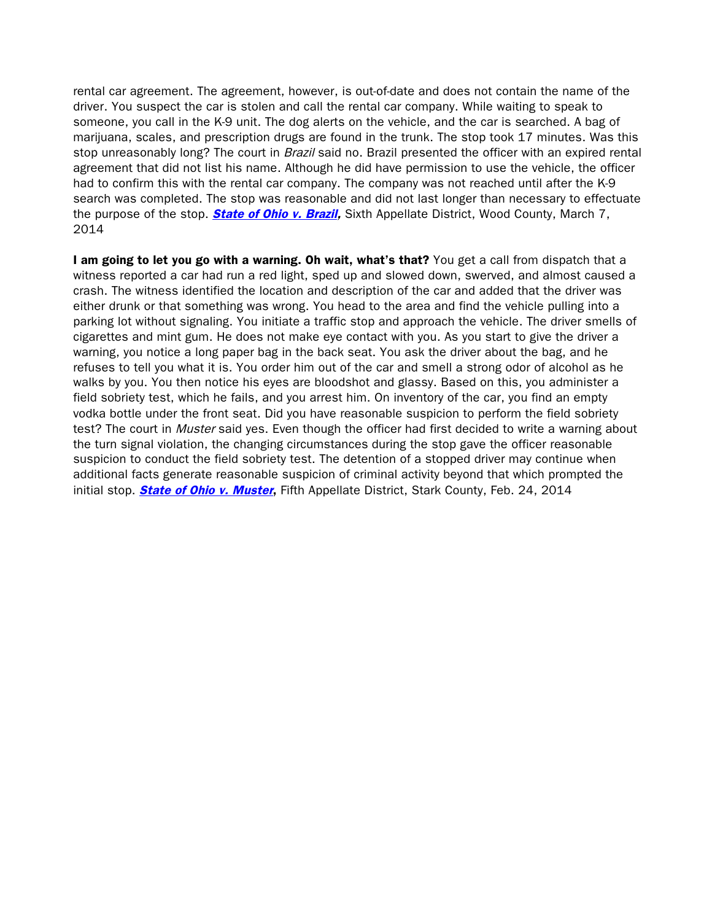rental car agreement. The agreement, however, is out-of-date and does not contain the name of the driver. You suspect the car is stolen and call the rental car company. While waiting to speak to someone, you call in the K-9 unit. The dog alerts on the vehicle, and the car is searched. A bag of marijuana, scales, and prescription drugs are found in the trunk. The stop took 17 minutes. Was this stop unreasonably long? The court in *Brazil* said no. Brazil presented the officer with an expired rental agreement that did not list his name. Although he did have permission to use the vehicle, the officer had to confirm this with the rental car company. The company was not reached until after the K-9 search was completed. The stop was reasonable and did not last longer than necessary to effectuate the purpose of the stop. ***State of Ohio v. Brazil,*** Sixth Appellate District, Wood County, March 7, 2014

**I am going to let you go with a warning. Oh wait, what's that?** You get a call from dispatch that a witness reported a car had run a red light, sped up and slowed down, swerved, and almost caused a crash. The witness identified the location and description of the car and added that the driver was either drunk or that something was wrong. You head to the area and find the vehicle pulling into a parking lot without signaling. You initiate a traffic stop and approach the vehicle. The driver smells of cigarettes and mint gum. He does not make eye contact with you. As you start to give the driver a warning, you notice a long paper bag in the back seat. You ask the driver about the bag, and he refuses to tell you what it is. You order him out of the car and smell a strong odor of alcohol as he walks by you. You then notice his eyes are bloodshot and glassy. Based on this, you administer a field sobriety test, which he fails, and you arrest him. On inventory of the car, you find an empty vodka bottle under the front seat. Did you have reasonable suspicion to perform the field sobriety test? The court in *Muster* said yes. Even though the officer had first decided to write a warning about the turn signal violation, the changing circumstances during the stop gave the officer reasonable suspicion to conduct the field sobriety test. The detention of a stopped driver may continue when additional facts generate reasonable suspicion of criminal activity beyond that which prompted the initial stop. ***State of Ohio v. Muster*****,** Fifth Appellate District, Stark County, Feb. 24, 2014